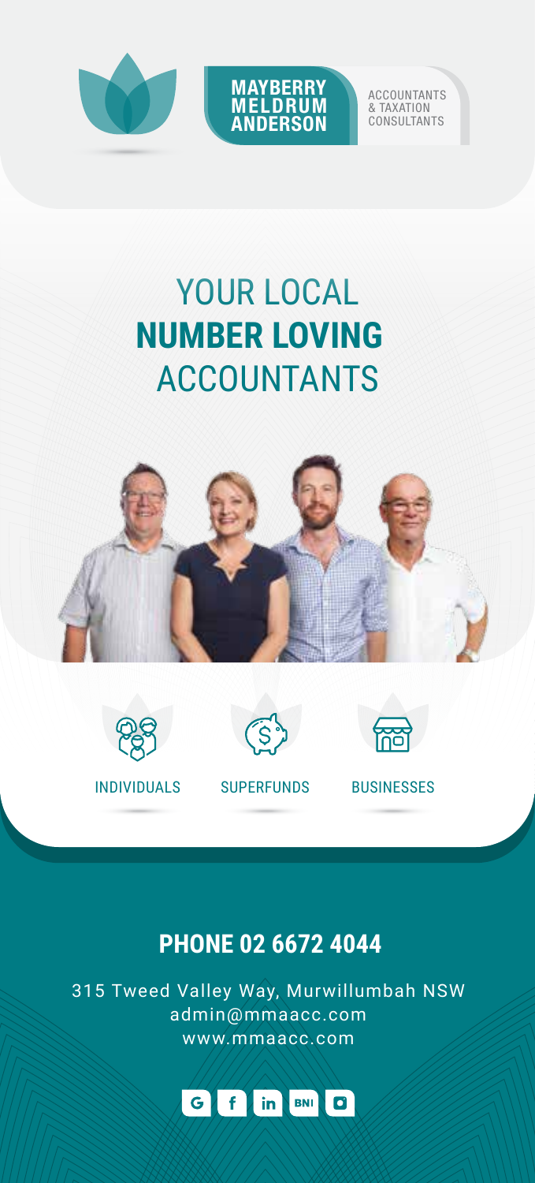MAYBERRY MELDRUM ANDERSON

ACCOUNTANTS & TAXATION CONSULTANTS

# YOUR LOCAL **NUMBER LOVING** ACCOUNTANTS

INDIVIDUALS

SUPERFUNDS

BUSINESSES

## PHONE 02 6672 4044

315 Tweed Valley Way, Murwillumbah NSW
admin@mmaacc.com
www.mmaacc.com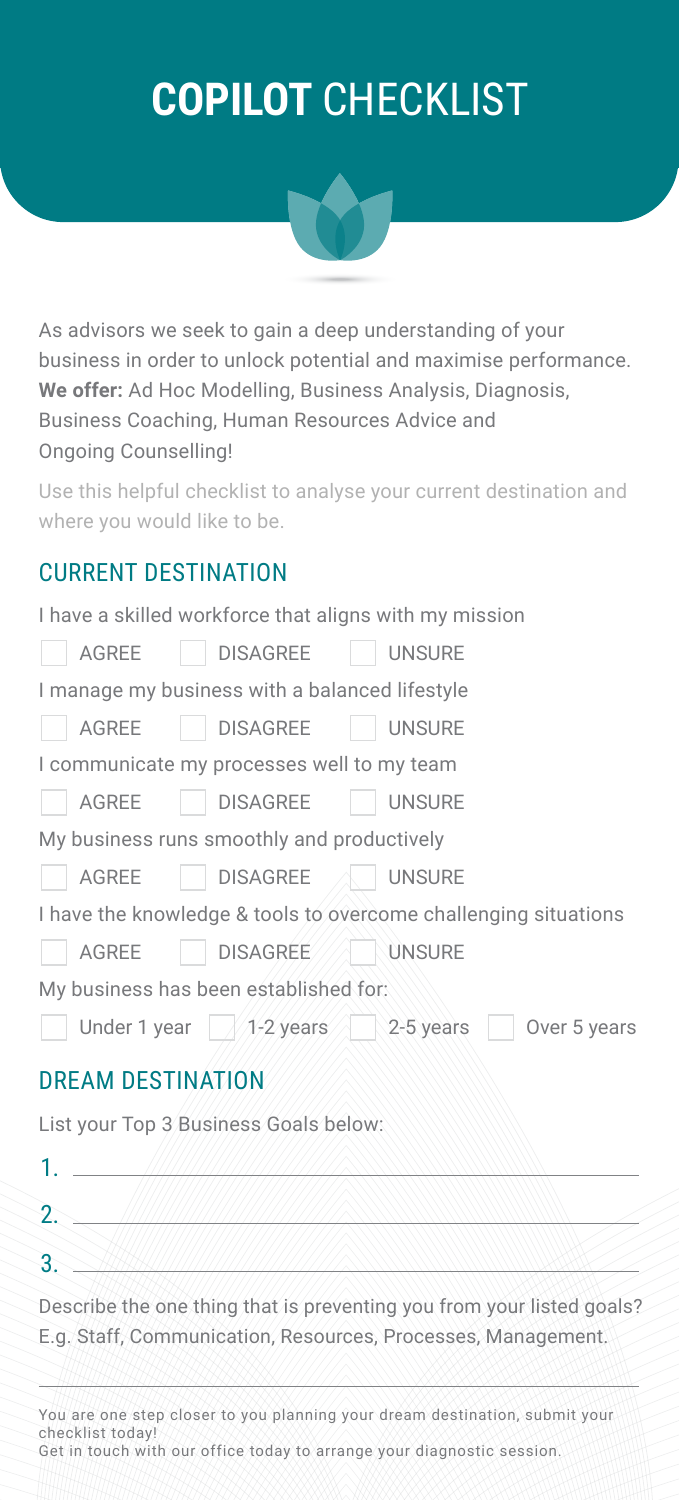# **COPILOT** CHECKLIST

As advisors we seek to gain a deep understanding of your business in order to unlock potential and maximise performance. **We offer:** Ad Hoc Modelling, Business Analysis, Diagnosis, Business Coaching, Human Resources Advice and Ongoing Counselling!

Use this helpful checklist to analyse your current destination and where you would like to be.

## CURRENT DESTINATION

I have a skilled workforce that aligns with my mission

- [ ] AGREE
- [ ] DISAGREE
- [ ] UNSURE

I manage my business with a balanced lifestyle

- [ ] AGREE
- [ ] DISAGREE
- [ ] UNSURE

I communicate my processes well to my team

- [ ] AGREE
- [ ] DISAGREE
- [ ] UNSURE

My business runs smoothly and productively

- [ ] AGREE
- [ ] DISAGREE
- [ ] UNSURE

I have the knowledge & tools to overcome challenging situations

- [ ] AGREE
- [ ] DISAGREE
- [ ] UNSURE

My business has been established for:

- [ ] Under 1 year
- [ ] 1-2 years
- [ ] 2-5 years
- [ ] Over 5 years

## DREAM DESTINATION

List your Top 3 Business Goals below:

1. ______________________________
2. ______________________________
3. ______________________________

Describe the one thing that is preventing you from your listed goals? E.g. Staff, Communication, Resources, Processes, Management.

______________________________

You are one step closer to you planning your dream destination, submit your checklist today!
Get in touch with our office today to arrange your diagnostic session.